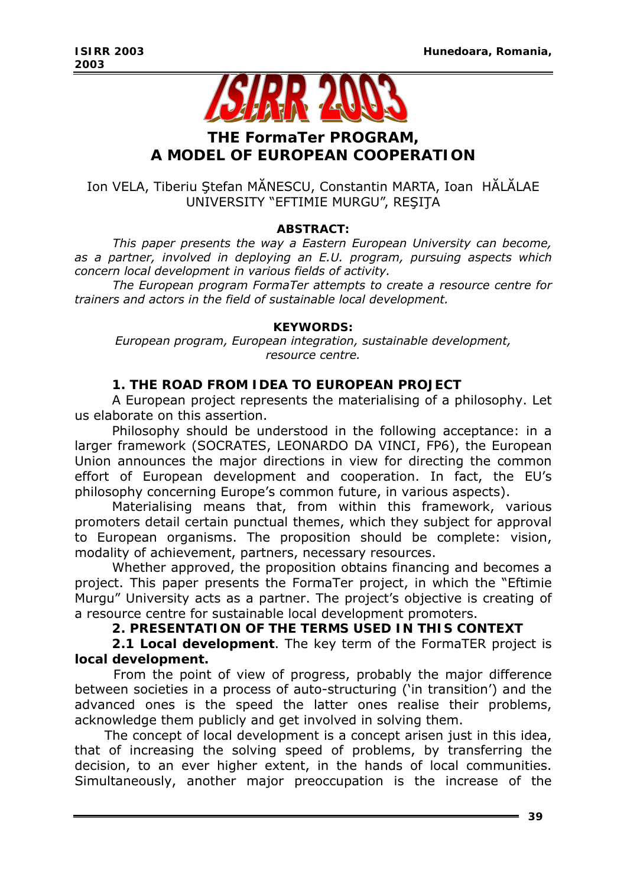# THE FormaTer PROGRAM, A MODEL OF EUROPEAN COOPERATION

Ion VELA, Tiberiu Ştefan MĂNESCU, Constantin MARTA, Ioan HĂLĂLAE
UNIVERSITY "EFTIMIE MURGU", REŞIŢA

**ABSTRACT:**

*This paper presents the way a Eastern European University can become, as a partner, involved in deploying an E.U. program, pursuing aspects which concern local development in various fields of activity.*

*The European program FormaTer attempts to create a resource centre for trainers and actors in the field of sustainable local development.*

**KEYWORDS:**

*European program, European integration, sustainable development, resource centre.*

## 1. THE ROAD FROM IDEA TO EUROPEAN PROJECT

A European project represents the materialising of a philosophy. Let us elaborate on this assertion.

Philosophy should be understood in the following acceptance: in a larger framework (SOCRATES, LEONARDO DA VINCI, FP6), the European Union announces the major directions in view for directing the common effort of European development and cooperation. In fact, the EU's philosophy concerning Europe's common future, in various aspects).

Materialising means that, from within this framework, various promoters detail certain punctual themes, which they subject for approval to European organisms. The proposition should be complete: vision, modality of achievement, partners, necessary resources.

Whether approved, the proposition obtains financing and becomes a project. This paper presents the FormaTer project, in which the "Eftimie Murgu" University acts as a partner. The project's objective is creating of a resource centre for sustainable local development promoters.

## 2. PRESENTATION OF THE TERMS USED IN THIS CONTEXT

**2.1 Local development**. The key term of the FormaTER project is **local development.**

From the point of view of progress, probably the major difference between societies in a process of auto-structuring ('in transition') and the advanced ones is the speed the latter ones realise their problems, acknowledge them publicly and get involved in solving them.

The concept of local development is a concept arisen just in this idea, that of increasing the solving speed of problems, by transferring the decision, to an ever higher extent, in the hands of local communities. Simultaneously, another major preoccupation is the increase of the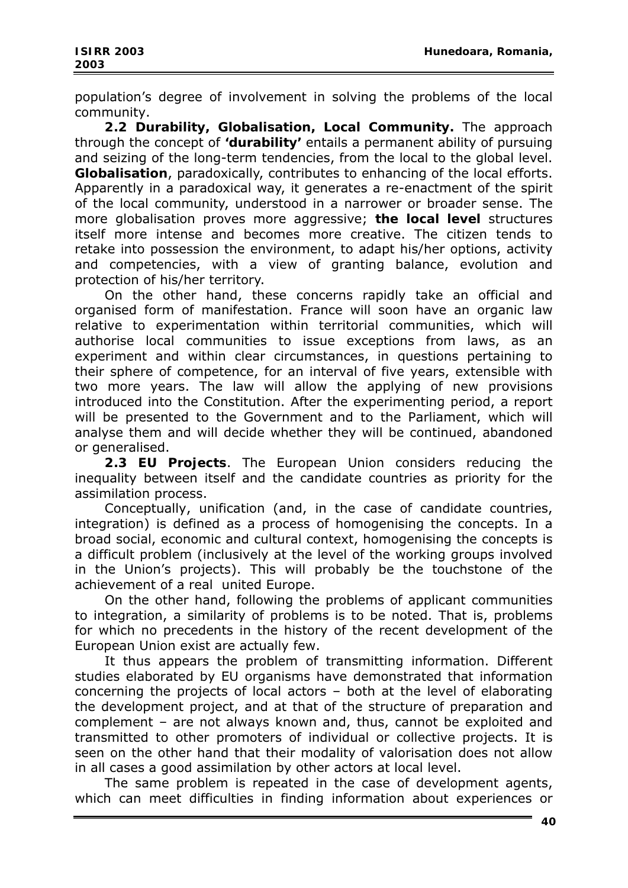population's degree of involvement in solving the problems of the local community.

**2.2 Durability, Globalisation, Local Community.** The approach through the concept of **'durability'** entails a permanent ability of pursuing and seizing of the long-term tendencies, from the local to the global level. **Globalisation**, paradoxically, contributes to enhancing of the local efforts. Apparently in a paradoxical way, it generates a re-enactment of the spirit of the local community, understood in a narrower or broader sense. The more globalisation proves more aggressive; **the local level** structures itself more intense and becomes more creative. The citizen tends to retake into possession the environment, to adapt his/her options, activity and competencies, with a view of granting balance, evolution and protection of his/her territory.

On the other hand, these concerns rapidly take an official and organised form of manifestation. France will soon have an organic law relative to experimentation within territorial communities, which will authorise local communities to issue exceptions from laws, as an experiment and within clear circumstances, in questions pertaining to their sphere of competence, for an interval of five years, extensible with two more years. The law will allow the applying of new provisions introduced into the Constitution. After the experimenting period, a report will be presented to the Government and to the Parliament, which will analyse them and will decide whether they will be continued, abandoned or generalised.

**2.3 EU Projects**. The European Union considers reducing the inequality between itself and the candidate countries as priority for the assimilation process.

Conceptually, unification (and, in the case of candidate countries, integration) is defined as a process of homogenising the concepts. In a broad social, economic and cultural context, homogenising the concepts is a difficult problem (inclusively at the level of the working groups involved in the Union's projects). This will probably be the touchstone of the achievement of a real united Europe.

On the other hand, following the problems of applicant communities to integration, a similarity of problems is to be noted. That is, problems for which no precedents in the history of the recent development of the European Union exist are actually few.

It thus appears the problem of transmitting information. Different studies elaborated by EU organisms have demonstrated that information concerning the projects of local actors – both at the level of elaborating the development project, and at that of the structure of preparation and complement – are not always known and, thus, cannot be exploited and transmitted to other promoters of individual or collective projects. It is seen on the other hand that their modality of valorisation does not allow in all cases a good assimilation by other actors at local level.

The same problem is repeated in the case of development agents, which can meet difficulties in finding information about experiences or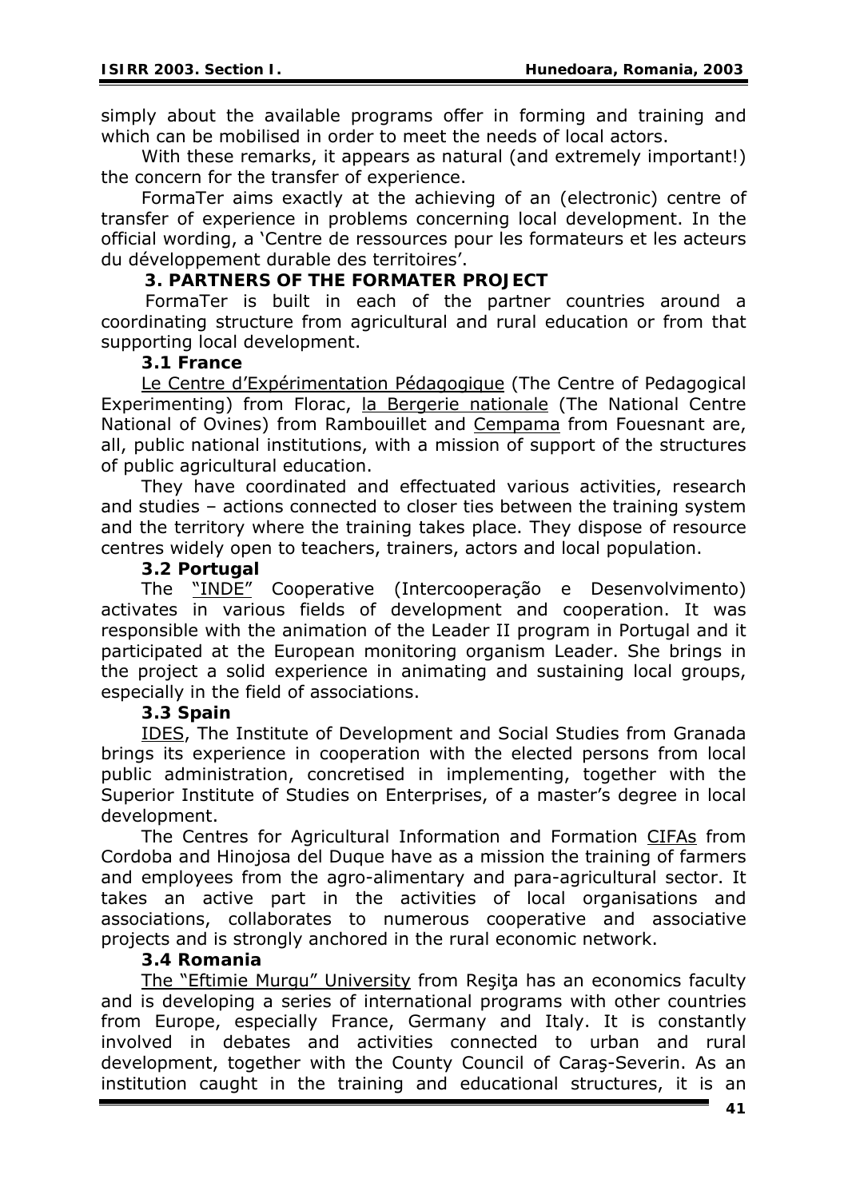simply about the available programs offer in forming and training and which can be mobilised in order to meet the needs of local actors.

With these remarks, it appears as natural (and extremely important!) the concern for the transfer of experience.

FormaTer aims exactly at the achieving of an (electronic) centre of transfer of experience in problems concerning local development. In the official wording, a 'Centre de ressources pour les formateurs et les acteurs du développement durable des territoires'.

## 3. PARTNERS OF THE FORMATER PROJECT

FormaTer is built in each of the partner countries around a coordinating structure from agricultural and rural education or from that supporting local development.

### 3.1 France

Le Centre d'Expérimentation Pédagogique (The Centre of Pedagogical Experimenting) from Florac, la Bergerie nationale (The National Centre National of Ovines) from Rambouillet and Cempama from Fouesnant are, all, public national institutions, with a mission of support of the structures of public agricultural education.

They have coordinated and effectuated various activities, research and studies – actions connected to closer ties between the training system and the territory where the training takes place. They dispose of resource centres widely open to teachers, trainers, actors and local population.

### 3.2 Portugal

The "INDE" Cooperative (Intercooperação e Desenvolvimento) activates in various fields of development and cooperation. It was responsible with the animation of the Leader II program in Portugal and it participated at the European monitoring organism Leader. She brings in the project a solid experience in animating and sustaining local groups, especially in the field of associations.

### 3.3 Spain

IDES, The Institute of Development and Social Studies from Granada brings its experience in cooperation with the elected persons from local public administration, concretised in implementing, together with the Superior Institute of Studies on Enterprises, of a master's degree in local development.

The Centres for Agricultural Information and Formation CIFAs from Cordoba and Hinojosa del Duque have as a mission the training of farmers and employees from the agro-alimentary and para-agricultural sector. It takes an active part in the activities of local organisations and associations, collaborates to numerous cooperative and associative projects and is strongly anchored in the rural economic network.

### 3.4 Romania

The "Eftimie Murgu" University from Reşiţa has an economics faculty and is developing a series of international programs with other countries from Europe, especially France, Germany and Italy. It is constantly involved in debates and activities connected to urban and rural development, together with the County Council of Caraş-Severin. As an institution caught in the training and educational structures, it is an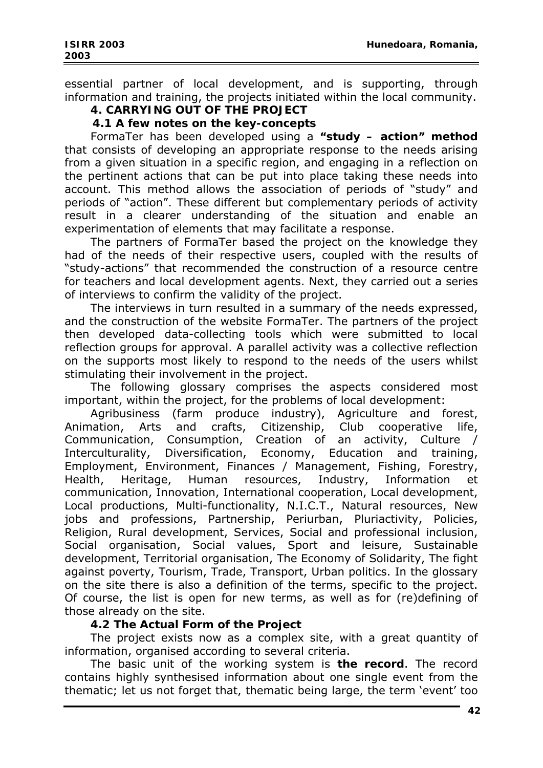essential partner of local development, and is supporting, through information and training, the projects initiated within the local community.

## 4. CARRYING OUT OF THE PROJECT

### 4.1 A few notes on the key-concepts

FormaTer has been developed using a **"study – action" method** that consists of developing an appropriate response to the needs arising from a given situation in a specific region, and engaging in a reflection on the pertinent actions that can be put into place taking these needs into account. This method allows the association of periods of "study" and periods of "action". These different but complementary periods of activity result in a clearer understanding of the situation and enable an experimentation of elements that may facilitate a response.

The partners of FormaTer based the project on the knowledge they had of the needs of their respective users, coupled with the results of "study-actions" that recommended the construction of a resource centre for teachers and local development agents. Next, they carried out a series of interviews to confirm the validity of the project.

The interviews in turn resulted in a summary of the needs expressed, and the construction of the website FormaTer. The partners of the project then developed data-collecting tools which were submitted to local reflection groups for approval. A parallel activity was a collective reflection on the supports most likely to respond to the needs of the users whilst stimulating their involvement in the project.

The following glossary comprises the aspects considered most important, within the project, for the problems of local development:

Agribusiness (farm produce industry), Agriculture and forest, Animation, Arts and crafts, Citizenship, Club cooperative life, Communication, Consumption, Creation of an activity, Culture / Interculturality, Diversification, Economy, Education and training, Employment, Environment, Finances / Management, Fishing, Forestry, Health, Heritage, Human resources, Industry, Information et communication, Innovation, International cooperation, Local development, Local productions, Multi-functionality, N.I.C.T., Natural resources, New jobs and professions, Partnership, Periurban, Pluriactivity, Policies, Religion, Rural development, Services, Social and professional inclusion, Social organisation, Social values, Sport and leisure, Sustainable development, Territorial organisation, The Economy of Solidarity, The fight against poverty, Tourism, Trade, Transport, Urban politics. In the glossary on the site there is also a definition of the terms, specific to the project. Of course, the list is open for new terms, as well as for (re)defining of those already on the site.

### 4.2 The Actual Form of the Project

The project exists now as a complex site, with a great quantity of information, organised according to several criteria.

The basic unit of the working system is **the record**. The record contains highly synthesised information about one single event from the thematic; let us not forget that, thematic being large, the term 'event' too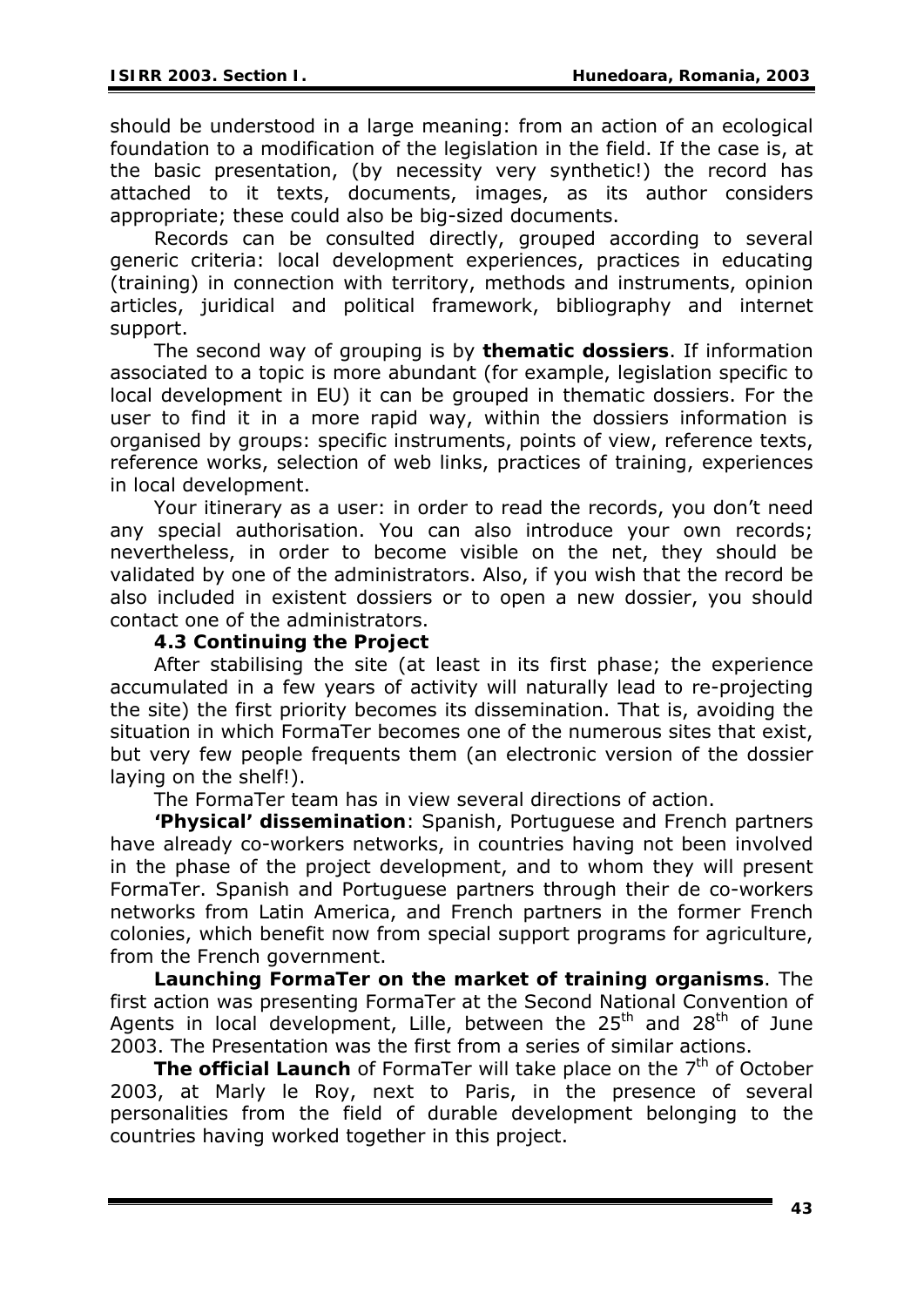should be understood in a large meaning: from an action of an ecological foundation to a modification of the legislation in the field. If the case is, at the basic presentation, (by necessity very synthetic!) the record has attached to it texts, documents, images, as its author considers appropriate; these could also be big-sized documents.

Records can be consulted directly, grouped according to several generic criteria: local development experiences, practices in educating (training) in connection with territory, methods and instruments, opinion articles, juridical and political framework, bibliography and internet support.

The second way of grouping is by **thematic dossiers**. If information associated to a topic is more abundant (for example, legislation specific to local development in EU) it can be grouped in thematic dossiers. For the user to find it in a more rapid way, within the dossiers information is organised by groups: specific instruments, points of view, reference texts, reference works, selection of web links, practices of training, experiences in local development.

Your itinerary as a user: in order to read the records, you don't need any special authorisation. You can also introduce your own records; nevertheless, in order to become visible on the net, they should be validated by one of the administrators. Also, if you wish that the record be also included in existent dossiers or to open a new dossier, you should contact one of the administrators.

### 4.3 Continuing the Project

After stabilising the site (at least in its first phase; the experience accumulated in a few years of activity will naturally lead to re-projecting the site) the first priority becomes its dissemination. That is, avoiding the situation in which FormaTer becomes one of the numerous sites that exist, but very few people frequents them (an electronic version of the dossier laying on the shelf!).

The FormaTer team has in view several directions of action.

***'Physical' dissemination***: Spanish, Portuguese and French partners have already co-workers networks, in countries having not been involved in the phase of the project development, and to whom they will present FormaTer. Spanish and Portuguese partners through their de co-workers networks from Latin America, and French partners in the former French colonies, which benefit now from special support programs for agriculture, from the French government.

**Launching FormaTer on the market of training organisms**. The first action was presenting FormaTer at the Second National Convention of Agents in local development, Lille, between the 25th and 28th of June 2003. The Presentation was the first from a series of similar actions.

**The official Launch** of FormaTer will take place on the 7th of October 2003, at Marly le Roy, next to Paris, in the presence of several personalities from the field of durable development belonging to the countries having worked together in this project.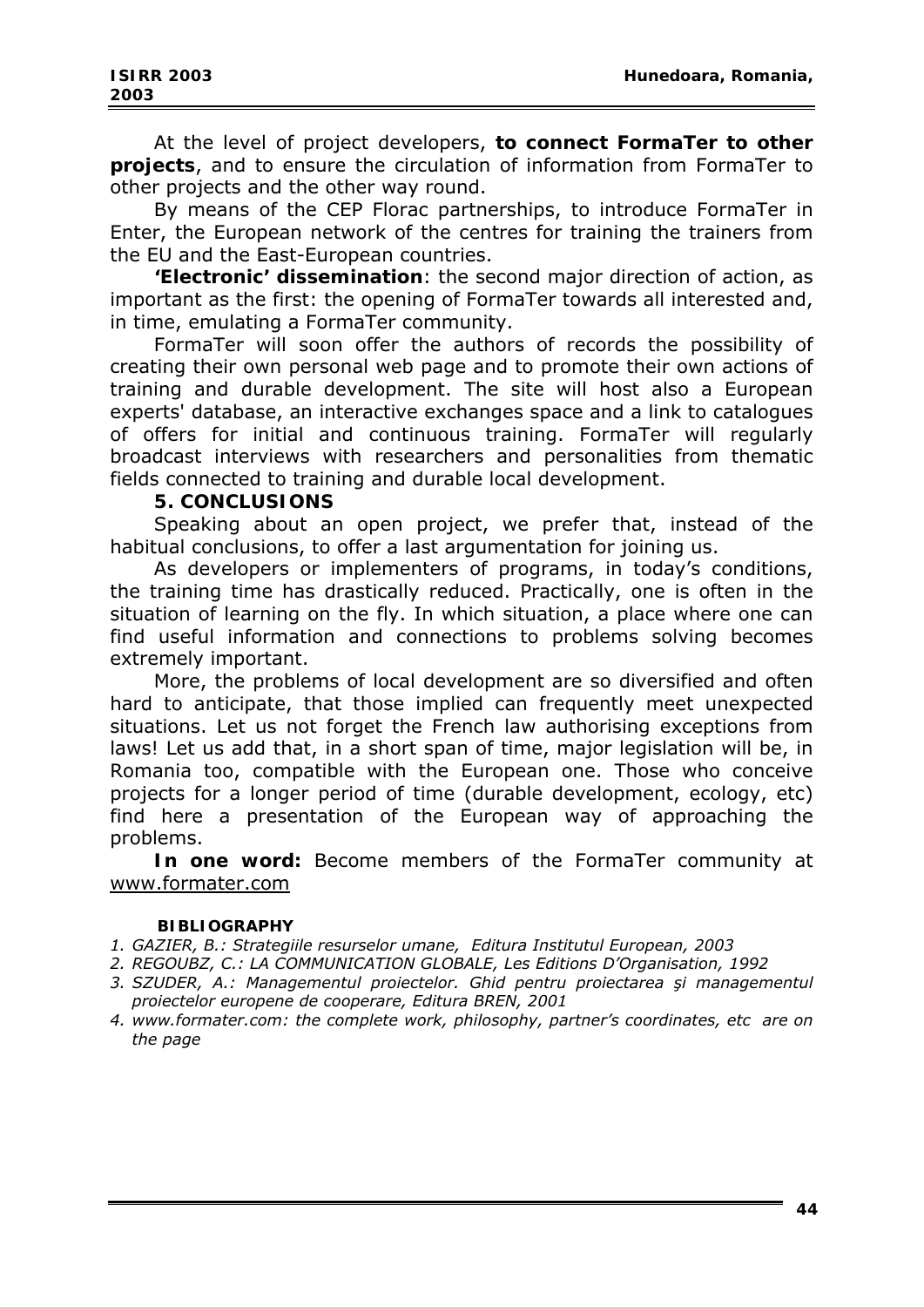At the level of project developers, **to connect FormaTer to other projects**, and to ensure the circulation of information from FormaTer to other projects and the other way round.

By means of the CEP Florac partnerships, to introduce FormaTer in Enter, the European network of the centres for training the trainers from the EU and the East-European countries.

**'Electronic' dissemination**: the second major direction of action, as important as the first: the opening of FormaTer towards all interested and, in time, emulating a FormaTer community.

FormaTer will soon offer the authors of records the possibility of creating their own personal web page and to promote their own actions of training and durable development. The site will host also a European experts' database, an interactive exchanges space and a link to catalogues of offers for initial and continuous training. FormaTer will regularly broadcast interviews with researchers and personalities from thematic fields connected to training and durable local development.

## 5. CONCLUSIONS

Speaking about an open project, we prefer that, instead of the habitual conclusions, to offer a last argumentation for joining us.

As developers or implementers of programs, in today's conditions, the training time has drastically reduced. Practically, one is often in the situation of learning on the fly. In which situation, a place where one can find useful information and connections to problems solving becomes extremely important.

More, the problems of local development are so diversified and often hard to anticipate, that those implied can frequently meet unexpected situations. Let us not forget the French law authorising exceptions from laws! Let us add that, in a short span of time, major legislation will be, in Romania too, compatible with the European one. Those who conceive projects for a longer period of time (durable development, ecology, etc) find here a presentation of the European way of approaching the problems.

**In one word:** Become members of the FormaTer community at www.formater.com

#### BIBLIOGRAPHY

1. *GAZIER, B.: Strategiile resurselor umane, Editura Institutul European, 2003*
2. *REGOUBZ, C.: LA COMMUNICATION GLOBALE, Les Editions D'Organisation, 1992*
3. *SZUDER, A.: Managementul proiectelor. Ghid pentru proiectarea şi managementul proiectelor europene de cooperare, Editura BREN, 2001*
4. *www.formater.com: the complete work, philosophy, partner's coordinates, etc are on the page*